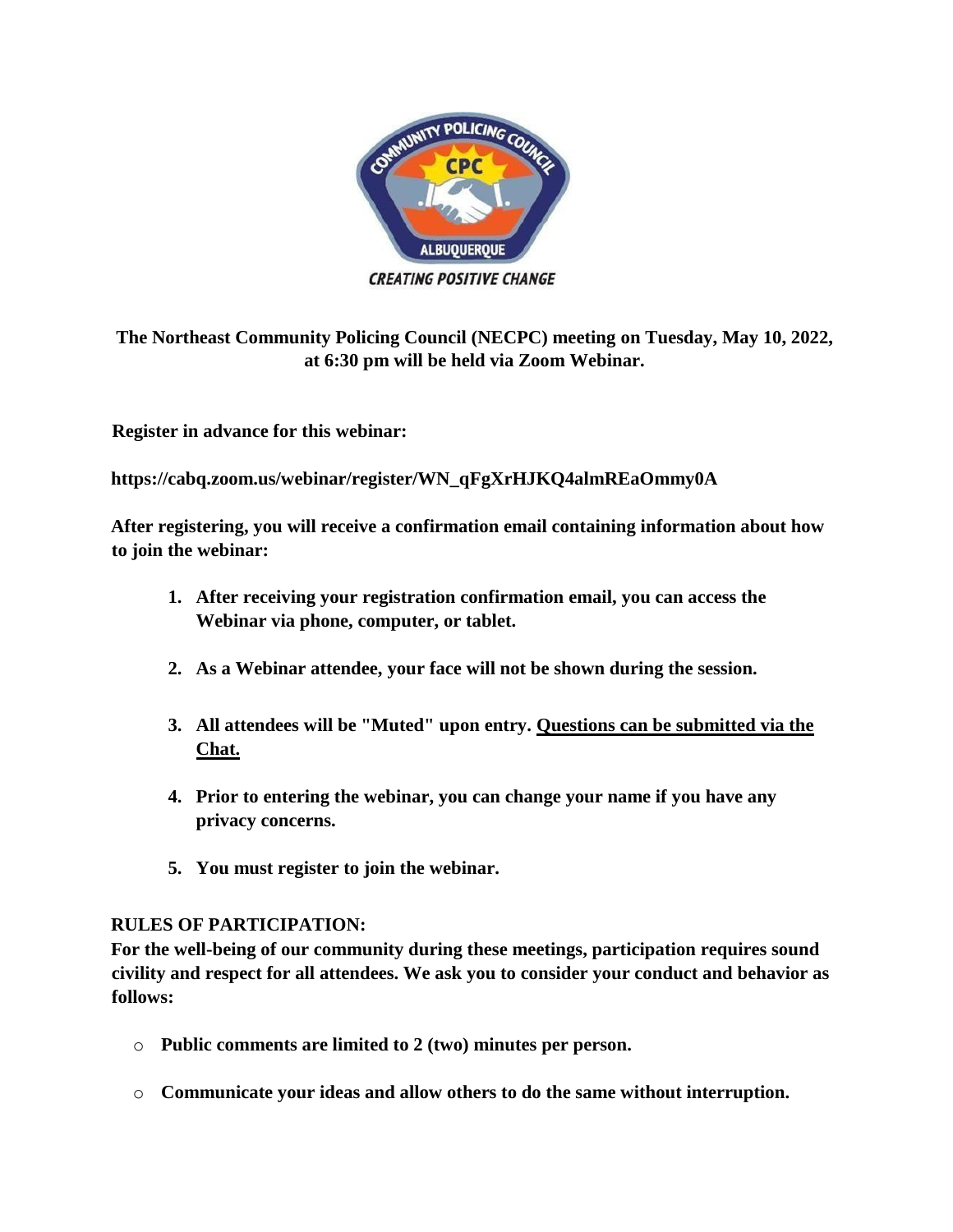**The Northeast Community Policing Council (NECPC) meeting on Tuesday, May 10, 2022, at 6:30 pm will be held via Zoom Webinar.**

**Register in advance for this webinar:**

**https://cabq.zoom.us/webinar/register/WN_qFgXrHJKQ4almREaOmmy0A**

**After registering, you will receive a confirmation email containing information about how to join the webinar:**

1. **After receiving your registration confirmation email, you can access the Webinar via phone, computer, or tablet.**
2. **As a Webinar attendee, your face will not be shown during the session.**
3. **All attendees will be "Muted" upon entry. <u>Questions can be submitted via the Chat.</u>**
4. **Prior to entering the webinar, you can change your name if you have any privacy concerns.**
5. **You must register to join the webinar.**

**RULES OF PARTICIPATION:**
**For the well-being of our community during these meetings, participation requires sound civility and respect for all attendees. We ask you to consider your conduct and behavior as follows:**

- **Public comments are limited to 2 (two) minutes per person.**
- **Communicate your ideas and allow others to do the same without interruption.**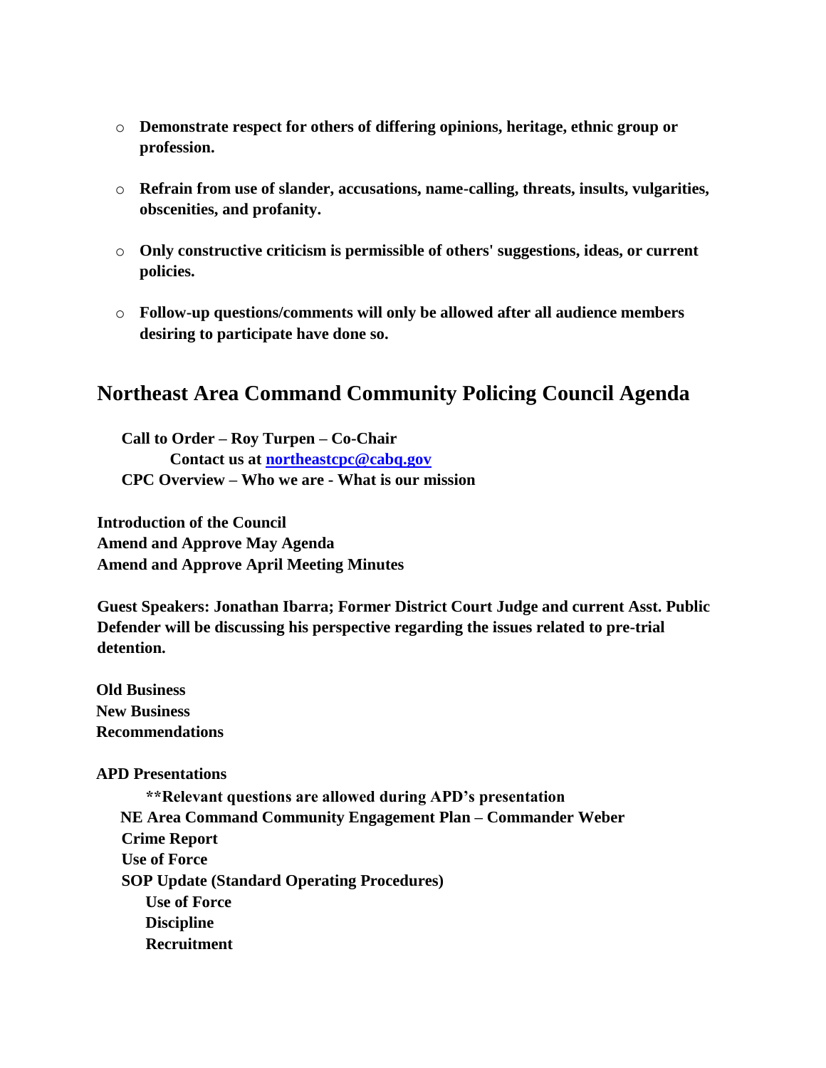- **Demonstrate respect for others of differing opinions, heritage, ethnic group or profession.**

- **Refrain from use of slander, accusations, name-calling, threats, insults, vulgarities, obscenities, and profanity.**

- **Only constructive criticism is permissible of others' suggestions, ideas, or current policies.**

- **Follow-up questions/comments will only be allowed after all audience members desiring to participate have done so.**

## Northeast Area Command Community Policing Council Agenda

**Call to Order – Roy Turpen – Co-Chair**
**Contact us at [northeastcpc@cabq.gov](mailto:northeastcpc@cabq.gov)**
**CPC Overview – Who we are - What is our mission**

**Introduction of the Council**
**Amend and Approve May Agenda**
**Amend and Approve April Meeting Minutes**

**Guest Speakers: Jonathan Ibarra; Former District Court Judge and current Asst. Public Defender will be discussing his perspective regarding the issues related to pre-trial detention.**

**Old Business**
**New Business**
**Recommendations**

**APD Presentations**

**\*\*Relevant questions are allowed during APD's presentation**

**NE Area Command Community Engagement Plan – Commander Weber**
**Crime Report**
**Use of Force**
**SOP Update (Standard Operating Procedures)**
- **Use of Force**
- **Discipline**
- **Recruitment**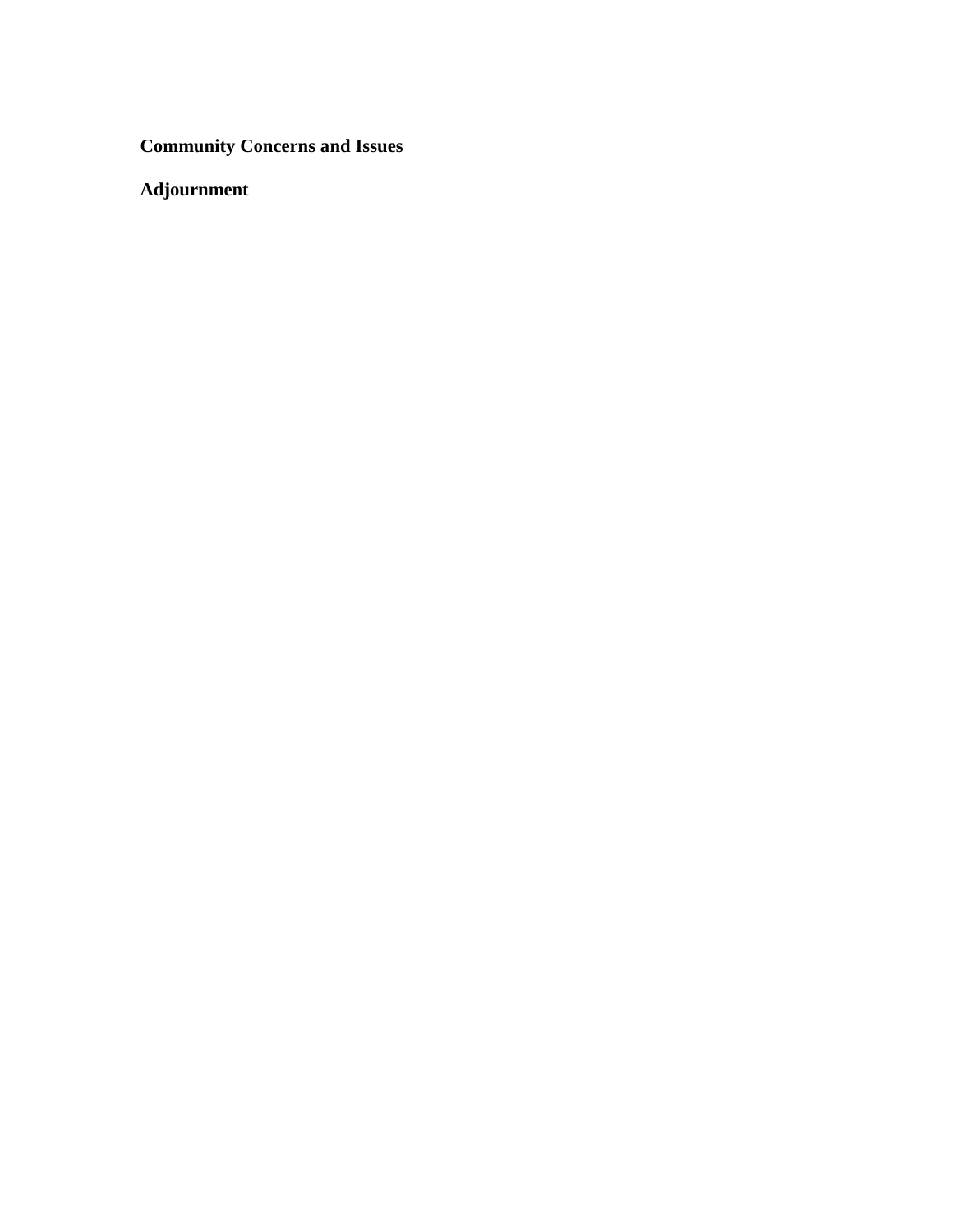**Community Concerns and Issues**

**Adjournment**